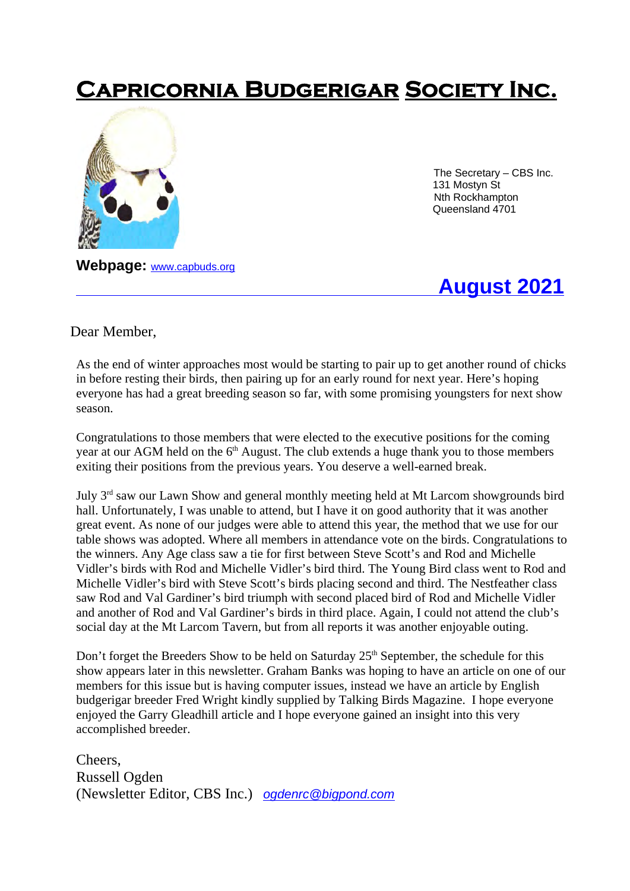# Capricornia Budgerigar Society Inc.

The Secretary – CBS Inc.
131 Mostyn St
Nth Rockhampton
Queensland 4701

**Webpage:** www.capbuds.org

## August 2021

Dear Member,

As the end of winter approaches most would be starting to pair up to get another round of chicks in before resting their birds, then pairing up for an early round for next year. Here's hoping everyone has had a great breeding season so far, with some promising youngsters for next show season.

Congratulations to those members that were elected to the executive positions for the coming year at our AGM held on the 6th August. The club extends a huge thank you to those members exiting their positions from the previous years. You deserve a well-earned break.

July 3rd saw our Lawn Show and general monthly meeting held at Mt Larcom showgrounds bird hall. Unfortunately, I was unable to attend, but I have it on good authority that it was another great event. As none of our judges were able to attend this year, the method that we use for our table shows was adopted. Where all members in attendance vote on the birds. Congratulations to the winners. Any Age class saw a tie for first between Steve Scott's and Rod and Michelle Vidler's birds with Rod and Michelle Vidler's bird third. The Young Bird class went to Rod and Michelle Vidler's bird with Steve Scott's birds placing second and third. The Nestfeather class saw Rod and Val Gardiner's bird triumph with second placed bird of Rod and Michelle Vidler and another of Rod and Val Gardiner's birds in third place. Again, I could not attend the club's social day at the Mt Larcom Tavern, but from all reports it was another enjoyable outing.

Don't forget the Breeders Show to be held on Saturday 25th September, the schedule for this show appears later in this newsletter. Graham Banks was hoping to have an article on one of our members for this issue but is having computer issues, instead we have an article by English budgerigar breeder Fred Wright kindly supplied by Talking Birds Magazine. I hope everyone enjoyed the Garry Gleadhill article and I hope everyone gained an insight into this very accomplished breeder.

Cheers,
Russell Ogden
(Newsletter Editor, CBS Inc.) *ogdenrc@bigpond.com*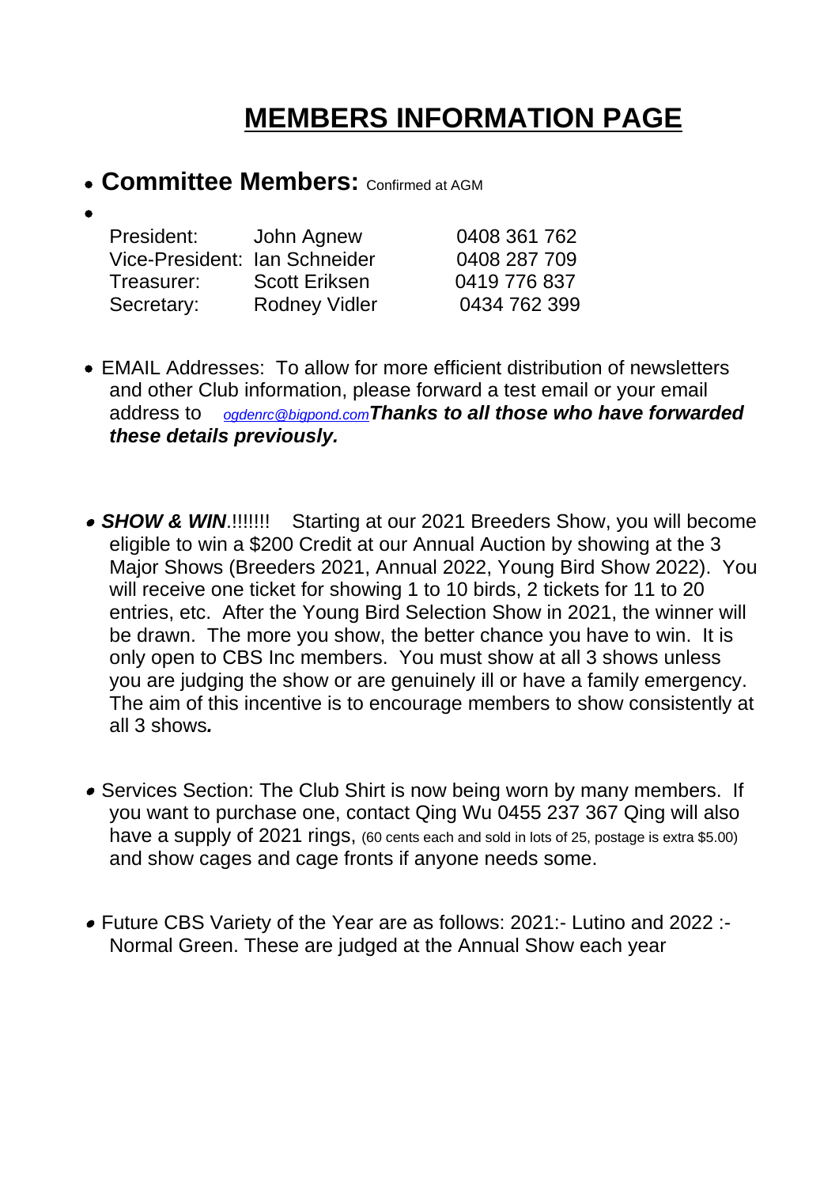# MEMBERS INFORMATION PAGE

- **Committee Members:** Confirmed at AGM

| | | |
|---|---|---|
| President: | John Agnew | 0408 361 762 |
| Vice-President: | Ian Schneider | 0408 287 709 |
| Treasurer: | Scott Eriksen | 0419 776 837 |
| Secretary: | Rodney Vidler | 0434 762 399 |

- EMAIL Addresses: To allow for more efficient distribution of newsletters and other Club information, please forward a test email or your email address to *ogdenrc@bigpond.com* ***Thanks to all those who have forwarded these details previously.***

- ***SHOW & WIN***.!!!!!!! Starting at our 2021 Breeders Show, you will become eligible to win a $200 Credit at our Annual Auction by showing at the 3 Major Shows (Breeders 2021, Annual 2022, Young Bird Show 2022). You will receive one ticket for showing 1 to 10 birds, 2 tickets for 11 to 20 entries, etc. After the Young Bird Selection Show in 2021, the winner will be drawn. The more you show, the better chance you have to win. It is only open to CBS Inc members. You must show at all 3 shows unless you are judging the show or are genuinely ill or have a family emergency. The aim of this incentive is to encourage members to show consistently at all 3 shows*.*

- Services Section: The Club Shirt is now being worn by many members. If you want to purchase one, contact Qing Wu 0455 237 367 Qing will also have a supply of 2021 rings, (60 cents each and sold in lots of 25, postage is extra $5.00) and show cages and cage fronts if anyone needs some.

- Future CBS Variety of the Year are as follows: 2021:- Lutino and 2022 :- Normal Green. These are judged at the Annual Show each year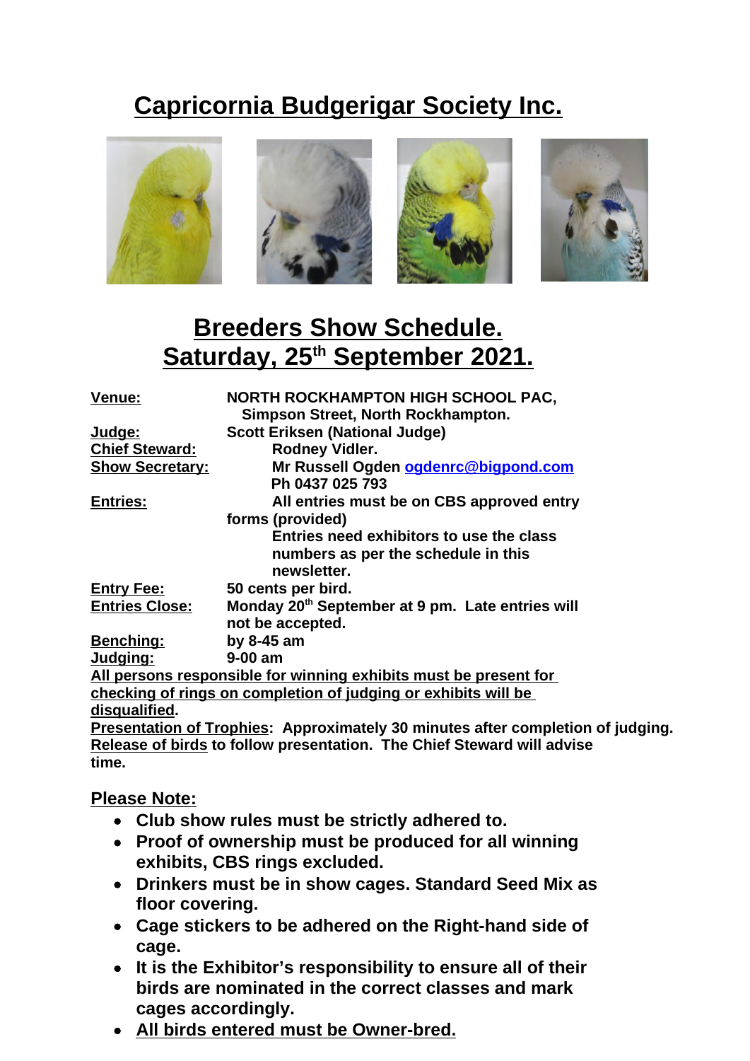# Capricornia Budgerigar Society Inc.

## Breeders Show Schedule.
## Saturday, 25th September 2021.

**Venue:** NORTH ROCKHAMPTON HIGH SCHOOL PAC, Simpson Street, North Rockhampton.

**Judge:** Scott Eriksen (National Judge)

**Chief Steward:** Rodney Vidler.

**Show Secretary:** Mr Russell Ogden ogdenrc@bigpond.com Ph 0437 025 793

**Entries:** All entries must be on CBS approved entry forms (provided) Entries need exhibitors to use the class numbers as per the schedule in this newsletter.

**Entry Fee:** 50 cents per bird.

**Entries Close:** Monday 20th September at 9 pm. Late entries will not be accepted.

**Benching:** by 8-45 am

**Judging:** 9-00 am

**All persons responsible for winning exhibits must be present for checking of rings on completion of judging or exhibits will be disqualified.**

**Presentation of Trophies:** Approximately 30 minutes after completion of judging.

**Release of birds** to follow presentation. The Chief Steward will advise time.

**Please Note:**

- Club show rules must be strictly adhered to.
- Proof of ownership must be produced for all winning exhibits, CBS rings excluded.
- Drinkers must be in show cages. Standard Seed Mix as floor covering.
- Cage stickers to be adhered on the Right-hand side of cage.
- It is the Exhibitor's responsibility to ensure all of their birds are nominated in the correct classes and mark cages accordingly.
- **All birds entered must be Owner-bred.**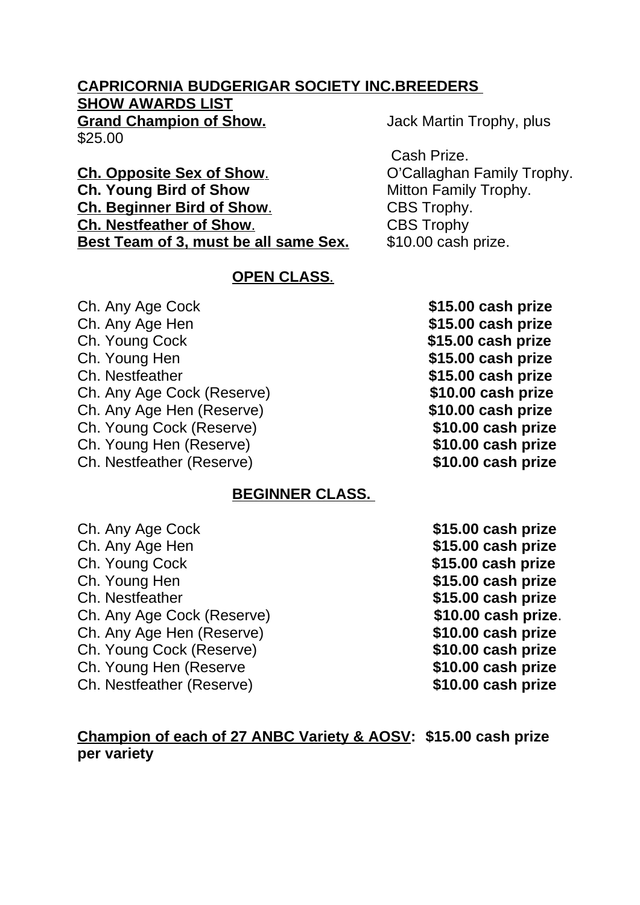**CAPRICORNIA BUDGERIGAR SOCIETY INC.BREEDERS SHOW AWARDS LIST**

| | |
|---|---|
| **Grand Champion of Show.** | Jack Martin Trophy, plus $25.00 Cash Prize. |
| **Ch. Opposite Sex of Show.** | O'Callaghan Family Trophy. |
| **Ch. Young Bird of Show** | Mitton Family Trophy. |
| **Ch. Beginner Bird of Show.** | CBS Trophy. |
| **Ch. Nestfeather of Show.** | CBS Trophy |
| **Best Team of 3, must be all same Sex.** | $10.00 cash prize. |

## OPEN CLASS.

| | |
|---|---|
| Ch. Any Age Cock | **$15.00 cash prize** |
| Ch. Any Age Hen | **$15.00 cash prize** |
| Ch. Young Cock | **$15.00 cash prize** |
| Ch. Young Hen | **$15.00 cash prize** |
| Ch. Nestfeather | **$15.00 cash prize** |
| Ch. Any Age Cock (Reserve) | **$10.00 cash prize** |
| Ch. Any Age Hen (Reserve) | **$10.00 cash prize** |
| Ch. Young Cock (Reserve) | **$10.00 cash prize** |
| Ch. Young Hen (Reserve) | **$10.00 cash prize** |
| Ch. Nestfeather (Reserve) | **$10.00 cash prize** |

## BEGINNER CLASS.

| | |
|---|---|
| Ch. Any Age Cock | **$15.00 cash prize** |
| Ch. Any Age Hen | **$15.00 cash prize** |
| Ch. Young Cock | **$15.00 cash prize** |
| Ch. Young Hen | **$15.00 cash prize** |
| Ch. Nestfeather | **$15.00 cash prize** |
| Ch. Any Age Cock (Reserve) | **$10.00 cash prize**. |
| Ch. Any Age Hen (Reserve) | **$10.00 cash prize** |
| Ch. Young Cock (Reserve) | **$10.00 cash prize** |
| Ch. Young Hen (Reserve | **$10.00 cash prize** |
| Ch. Nestfeather (Reserve) | **$10.00 cash prize** |

**Champion of each of 27 ANBC Variety & AOSV: $15.00 cash prize per variety**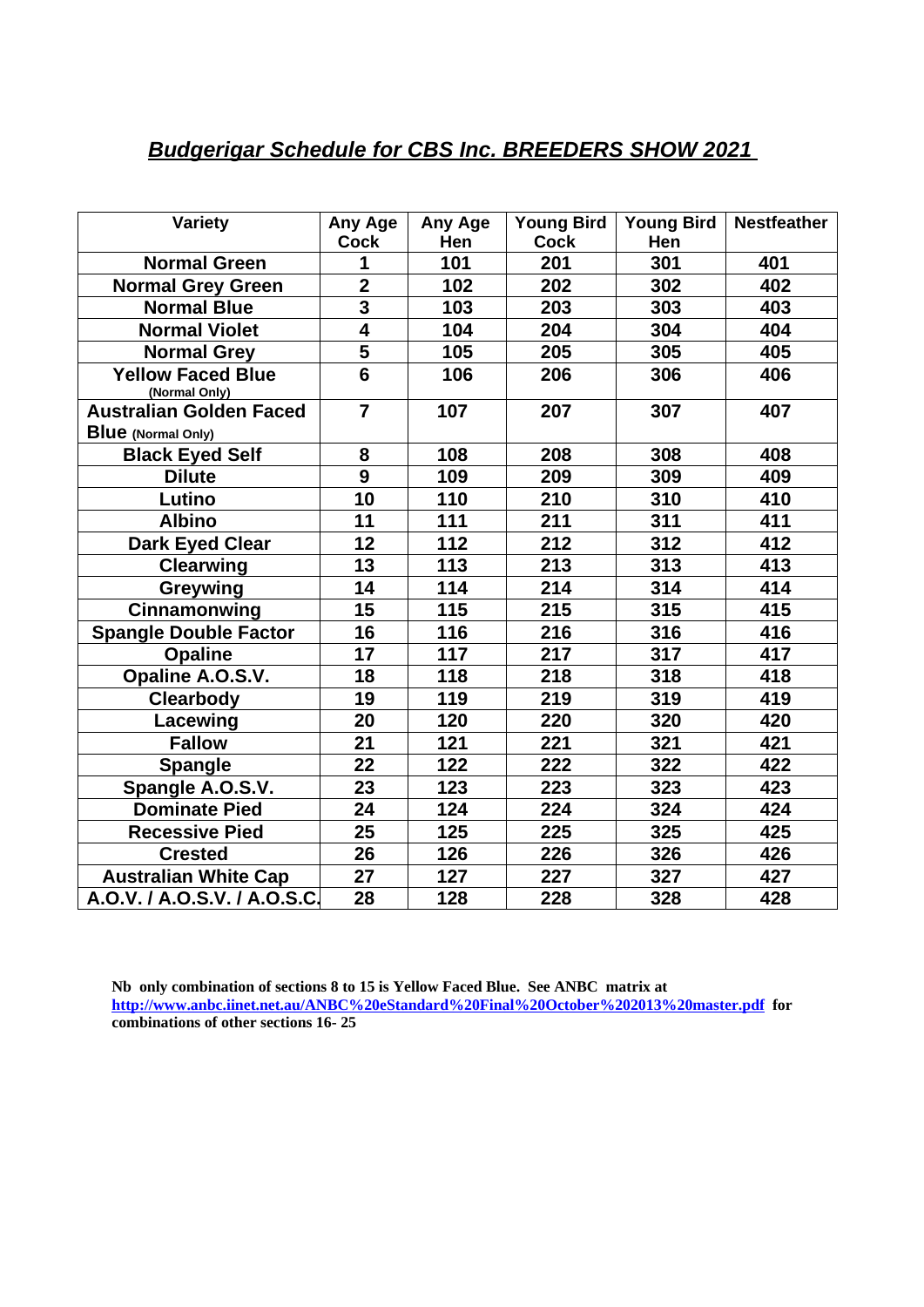## ***Budgerigar Schedule for CBS Inc. BREEDERS SHOW 2021***

| Variety | Any Age Cock | Any Age Hen | Young Bird Cock | Young Bird Hen | Nestfeather |
|---|---|---|---|---|---|
| **Normal Green** | **1** | **101** | **201** | **301** | **401** |
| **Normal Grey Green** | **2** | **102** | **202** | **302** | **402** |
| **Normal Blue** | **3** | **103** | **203** | **303** | **403** |
| **Normal Violet** | **4** | **104** | **204** | **304** | **404** |
| **Normal Grey** | **5** | **105** | **205** | **305** | **405** |
| **Yellow Faced Blue** (Normal Only) | **6** | **106** | **206** | **306** | **406** |
| **Australian Golden Faced Blue** (Normal Only) | **7** | **107** | **207** | **307** | **407** |
| **Black Eyed Self** | **8** | **108** | **208** | **308** | **408** |
| **Dilute** | **9** | **109** | **209** | **309** | **409** |
| **Lutino** | **10** | **110** | **210** | **310** | **410** |
| **Albino** | **11** | **111** | **211** | **311** | **411** |
| **Dark Eyed Clear** | **12** | **112** | **212** | **312** | **412** |
| **Clearwing** | **13** | **113** | **213** | **313** | **413** |
| **Greywing** | **14** | **114** | **214** | **314** | **414** |
| **Cinnamonwing** | **15** | **115** | **215** | **315** | **415** |
| **Spangle Double Factor** | **16** | **116** | **216** | **316** | **416** |
| **Opaline** | **17** | **117** | **217** | **317** | **417** |
| **Opaline A.O.S.V.** | **18** | **118** | **218** | **318** | **418** |
| **Clearbody** | **19** | **119** | **219** | **319** | **419** |
| **Lacewing** | **20** | **120** | **220** | **320** | **420** |
| **Fallow** | **21** | **121** | **221** | **321** | **421** |
| **Spangle** | **22** | **122** | **222** | **322** | **422** |
| **Spangle A.O.S.V.** | **23** | **123** | **223** | **323** | **423** |
| **Dominate Pied** | **24** | **124** | **224** | **324** | **424** |
| **Recessive Pied** | **25** | **125** | **225** | **325** | **425** |
| **Crested** | **26** | **126** | **226** | **326** | **426** |
| **Australian White Cap** | **27** | **127** | **227** | **327** | **427** |
| **A.O.V. / A.O.S.V. / A.O.S.C.** | **28** | **128** | **228** | **328** | **428** |

**Nb only combination of sections 8 to 15 is Yellow Faced Blue. See ANBC matrix at http://www.anbc.iinet.net.au/ANBC%20eStandard%20Final%20October%202013%20master.pdf for combinations of other sections 16- 25**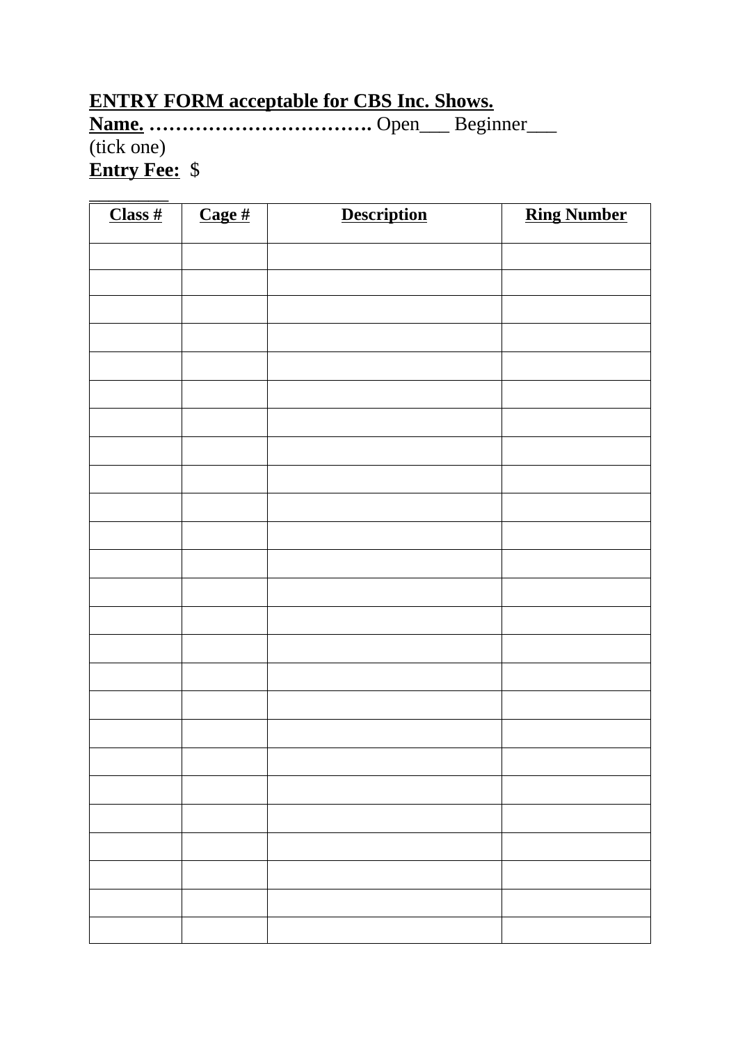**ENTRY FORM acceptable for CBS Inc. Shows.**

**Name. …………………………….** Open___ Beginner___ (tick one)

**Entry Fee:** $ ________

| **Class #** | **Cage #** | **Description** | **Ring Number** |
|---|---|---|---|
| | | | |
| | | | |
| | | | |
| | | | |
| | | | |
| | | | |
| | | | |
| | | | |
| | | | |
| | | | |
| | | | |
| | | | |
| | | | |
| | | | |
| | | | |
| | | | |
| | | | |
| | | | |
| | | | |
| | | | |
| | | | |
| | | | |
| | | | |
| | | | |
| | | | |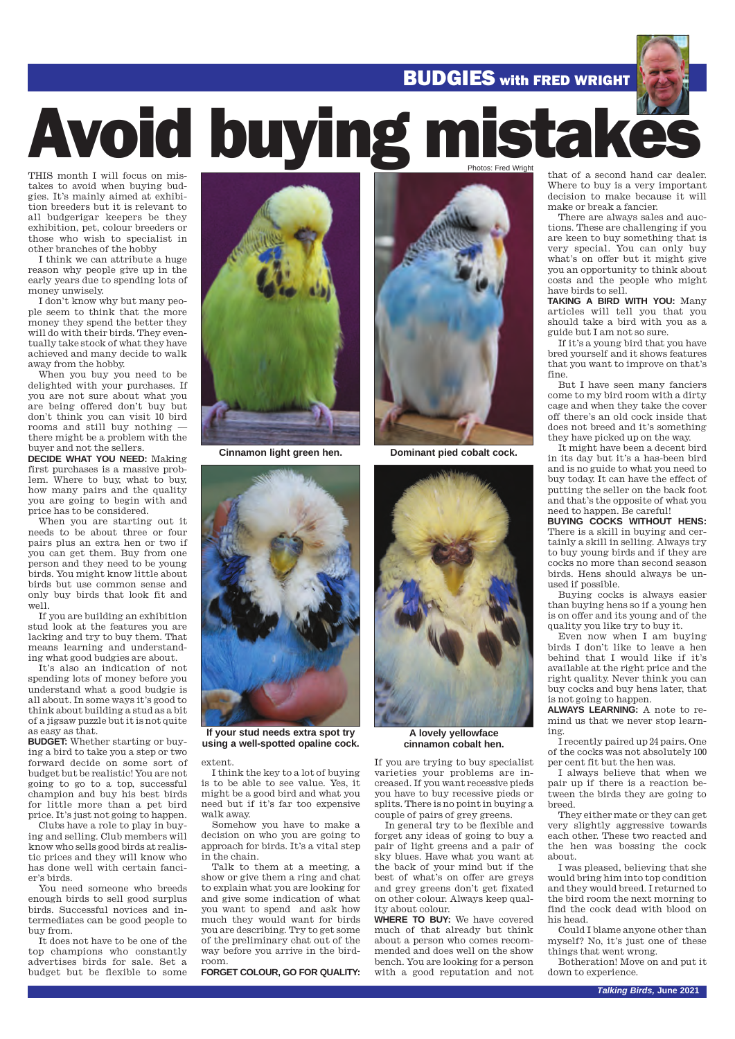BUDGIES with FRED WRIGHT

# Avoid buying mistakes

Photos: Fred Wright

THIS month I will focus on mistakes to avoid when buying budgies. It's mainly aimed at exhibition breeders but it is relevant to all budgerigar keepers be they exhibition, pet, colour breeders or those who wish to specialist in other branches of the hobby

I think we can attribute a huge reason why people give up in the early years due to spending lots of money unwisely.

I don't know why but many people seem to think that the more money they spend the better they will do with their birds. They eventually take stock of what they have achieved and many decide to walk away from the hobby.

When you buy you need to be delighted with your purchases. If you are not sure about what you are being offered don't buy but don't think you can visit 10 bird rooms and still buy nothing — there might be a problem with the buyer and not the sellers.

**DECIDE WHAT YOU NEED:** Making first purchases is a massive problem. Where to buy, what to buy, how many pairs and the quality you are going to begin with and price has to be considered.

When you are starting out it needs to be about three or four pairs plus an extra hen or two if you can get them. Buy from one person and they need to be young birds. You might know little about birds but use common sense and only buy birds that look fit and well.

If you are building an exhibition stud look at the features you are lacking and try to buy them. That means learning and understanding what good budgies are about.

It's also an indication of not spending lots of money before you understand what a good budgie is all about. In some ways it's good to think about building a stud as a bit of a jigsaw puzzle but it is not quite as easy as that.

**BUDGET:** Whether starting or buying a bird to take you a step or two forward decide on some sort of budget but be realistic! You are not going to go to a top, successful champion and buy his best birds for little more than a pet bird price. It's just not going to happen.

Clubs have a role to play in buying and selling. Club members will know who sells good birds at realistic prices and they will know who has done well with certain fancier's birds.

You need someone who breeds enough birds to sell good surplus birds. Successful novices and intermediates can be good people to buy from.

It does not have to be one of the top champions who constantly advertises birds for sale. Set a budget but be flexible to some extent.

I think the key to a lot of buying is to be able to see value. Yes, it might be a good bird and what you need but if it's far too expensive walk away.

Somehow you have to make a decision on who you are going to approach for birds. It's a vital step in the chain.

Talk to them at a meeting, a show or give them a ring and chat to explain what you are looking for and give some indication of what you want to spend and ask how much they would want for birds you are describing. Try to get some of the preliminary chat out of the way before you arrive in the birdroom.

**FORGET COLOUR, GO FOR QUALITY:** If you are trying to buy specialist varieties your problems are increased. If you want recessive pieds you have to buy recessive pieds or splits. There is no point in buying a couple of pairs of grey greens.

In general try to be flexible and forget any ideas of going to buy a pair of light greens and a pair of sky blues. Have what you want at the back of your mind but if the best of what's on offer are greys and grey greens don't get fixated on other colour. Always keep quality about colour.

**WHERE TO BUY:** We have covered much of that already but think about a person who comes recommended and does well on the show bench. You are looking for a person with a good reputation and not that of a second hand car dealer. Where to buy is a very important decision to make because it will make or break a fancier.

There are always sales and auctions. These are challenging if you are keen to buy something that is very special. You can only buy what's on offer but it might give you an opportunity to think about costs and the people who might have birds to sell.

**TAKING A BIRD WITH YOU:** Many articles will tell you that you should take a bird with you as a guide but I am not so sure.

If it's a young bird that you have bred yourself and it shows features that you want to improve on that's fine.

But I have seen many fanciers come to my bird room with a dirty cage and when they take the cover off there's an old cock inside that does not breed and it's something they have picked up on the way.

It might have been a decent bird in its day but it's a has-been bird and is no guide to what you need to buy today. It can have the effect of putting the seller on the back foot and that's the opposite of what you need to happen. Be careful!

**BUYING COCKS WITHOUT HENS:** There is a skill in buying and certainly a skill in selling. Always try to buy young birds and if they are cocks no more than second season birds. Hens should always be unused if possible.

Buying cocks is always easier than buying hens so if a young hen is on offer and its young and of the quality you like try to buy it.

Even now when I am buying birds I don't like to leave a hen behind that I would like if it's available at the right price and the right quality. Never think you can buy cocks and buy hens later, that is not going to happen.

**ALWAYS LEARNING:** A note to remind us that we never stop learning.

I recently paired up 24 pairs. One of the cocks was not absolutely 100 per cent fit but the hen was.

I always believe that when we pair up if there is a reaction between the birds they are going to breed.

They either mate or they can get very slightly aggressive towards each other. These two reacted and the hen was bossing the cock about.

I was pleased, believing that she would bring him into top condition and they would breed. I returned to the bird room the next morning to find the cock dead with blood on his head.

Could I blame anyone other than myself? No, it's just one of these things that went wrong.

Botheration! Move on and put it down to experience.

**Cinnamon light green hen.**

**Dominant pied cobalt cock.**

**If your stud needs extra spot try using a well-spotted opaline cock.**

**A lovely yellowface cinnamon cobalt hen.**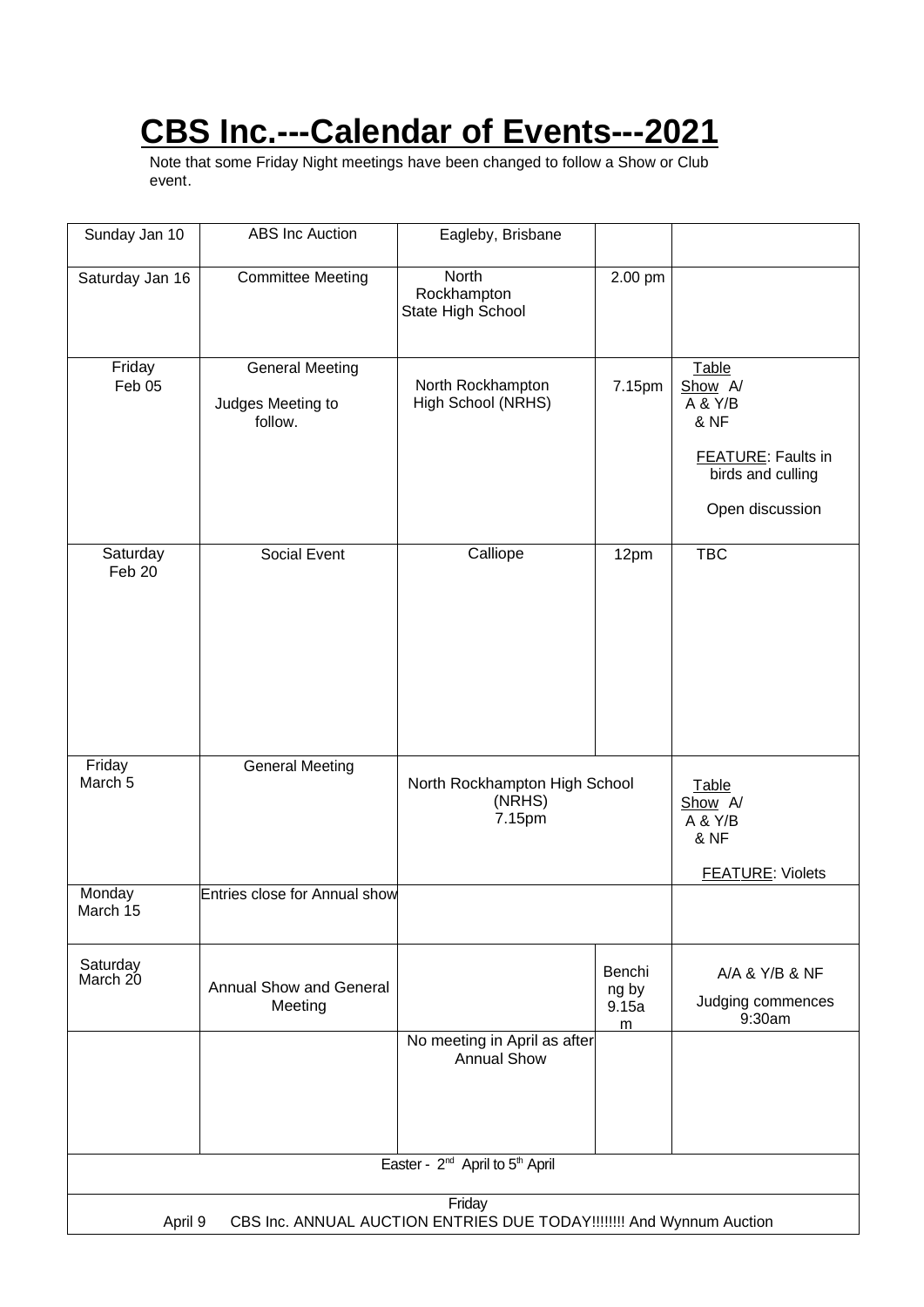# CBS Inc.---Calendar of Events---2021

Note that some Friday Night meetings have been changed to follow a Show or Club event.

| | | | | |
|---|---|---|---|---|
| Sunday Jan 10 | ABS Inc Auction | Eagleby, Brisbane | | |
| Saturday Jan 16 | Committee Meeting | North Rockhampton State High School | 2.00 pm | |
| Friday Feb 05 | General Meeting<br><br>Judges Meeting to follow. | North Rockhampton High School (NRHS) | 7.15pm | Table Show A/ A & Y/B & NF<br><br>FEATURE: Faults in birds and culling<br><br>Open discussion |
| Saturday Feb 20 | Social Event | Calliope | 12pm | TBC |
| Friday March 5 | General Meeting | North Rockhampton High School (NRHS) 7.15pm | | Table Show A/ A & Y/B & NF<br><br>FEATURE: Violets |
| Monday March 15 | Entries close for Annual show | | | |
| Saturday March 20 | Annual Show and General Meeting | | Benching by 9.15am | A/A & Y/B & NF<br><br>Judging commences 9:30am |
| | | No meeting in April as after Annual Show | | |
| Easter - 2nd April to 5th April | | | | |
| Friday April 9 CBS Inc. ANNUAL AUCTION ENTRIES DUE TODAY!!!!!!!! And Wynnum Auction | | | | |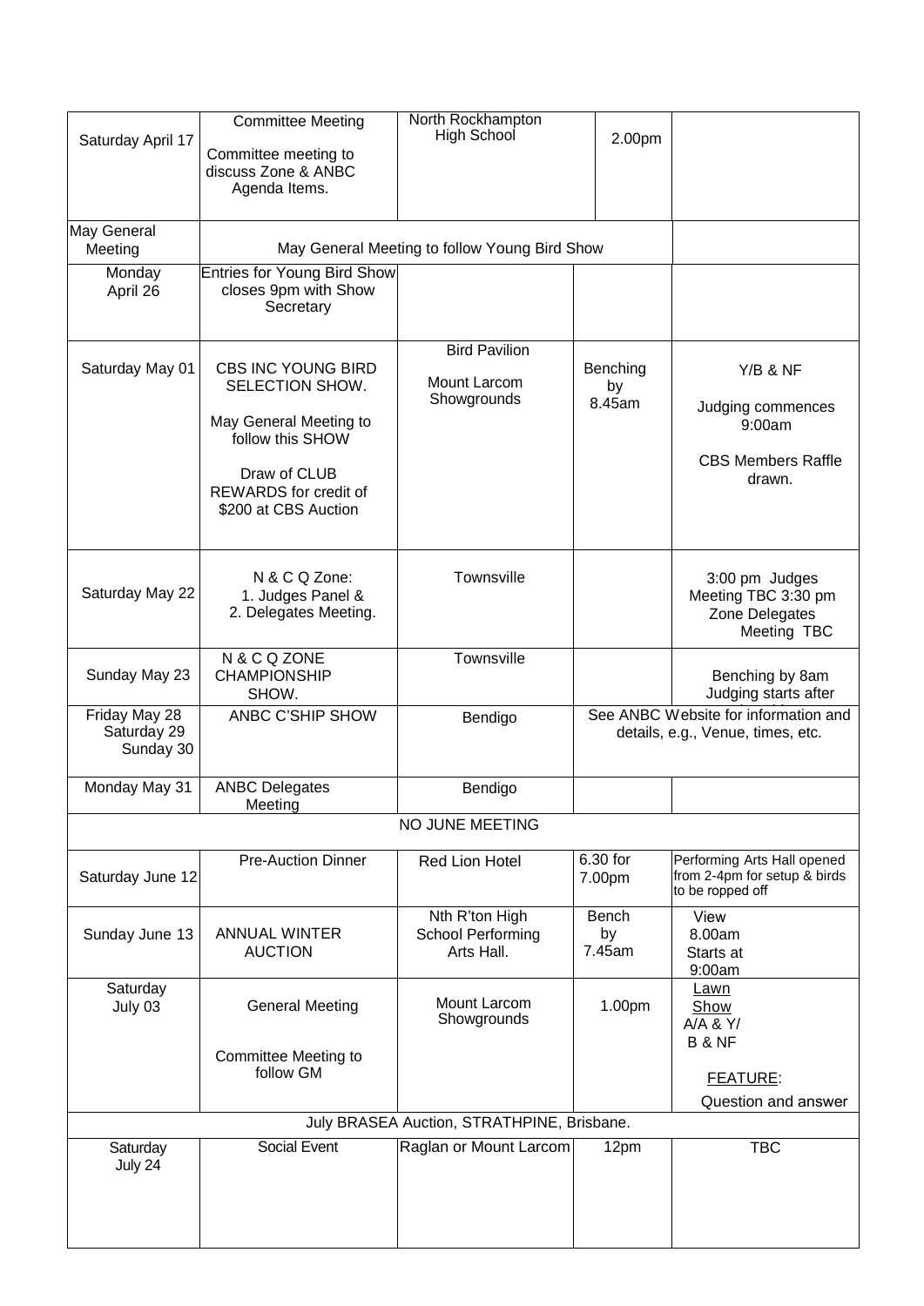| | | | | |
|---|---|---|---|---|
| Saturday April 17 | Committee Meeting<br><br>Committee meeting to discuss Zone & ANBC Agenda Items. | North Rockhampton High School | 2.00pm | |
| May General Meeting | May General Meeting to follow Young Bird Show | | | |
| Monday April 26 | Entries for Young Bird Show closes 9pm with Show Secretary | | | |
| Saturday May 01 | CBS INC YOUNG BIRD SELECTION SHOW.<br><br>May General Meeting to follow this SHOW<br><br>Draw of CLUB REWARDS for credit of $200 at CBS Auction | Bird Pavilion<br><br>Mount Larcom Showgrounds | Benching by 8.45am | Y/B & NF<br><br>Judging commences 9:00am<br><br>CBS Members Raffle drawn. |
| Saturday May 22 | N & C Q Zone:<br>1. Judges Panel &<br>2. Delegates Meeting. | Townsville | | 3:00 pm Judges Meeting TBC 3:30 pm Zone Delegates Meeting TBC |
| Sunday May 23 | N & C Q ZONE CHAMPIONSHIP SHOW. | Townsville | | Benching by 8am Judging starts after |
| Friday May 28<br>Saturday 29<br>Sunday 30 | ANBC C'SHIP SHOW | Bendigo | See ANBC Website for information and details, e.g., Venue, times, etc. | |
| Monday May 31 | ANBC Delegates Meeting | Bendigo | | |
| NO JUNE MEETING | | | | |
| Saturday June 12 | Pre-Auction Dinner | Red Lion Hotel | 6.30 for 7.00pm | Performing Arts Hall opened from 2-4pm for setup & birds to be ropped off |
| Sunday June 13 | ANNUAL WINTER AUCTION | Nth R'ton High School Performing Arts Hall. | Bench by 7.45am | View 8.00am<br>Starts at 9:00am |
| Saturday July 03 | General Meeting<br><br>Committee Meeting to follow GM | Mount Larcom Showgrounds | 1.00pm | Lawn Show<br>A/A & Y/ B & NF<br><br>FEATURE:<br>Question and answer |
| July BRASEA Auction, STRATHPINE, Brisbane. | | | | |
| Saturday July 24 | Social Event | Raglan or Mount Larcom | 12pm | TBC |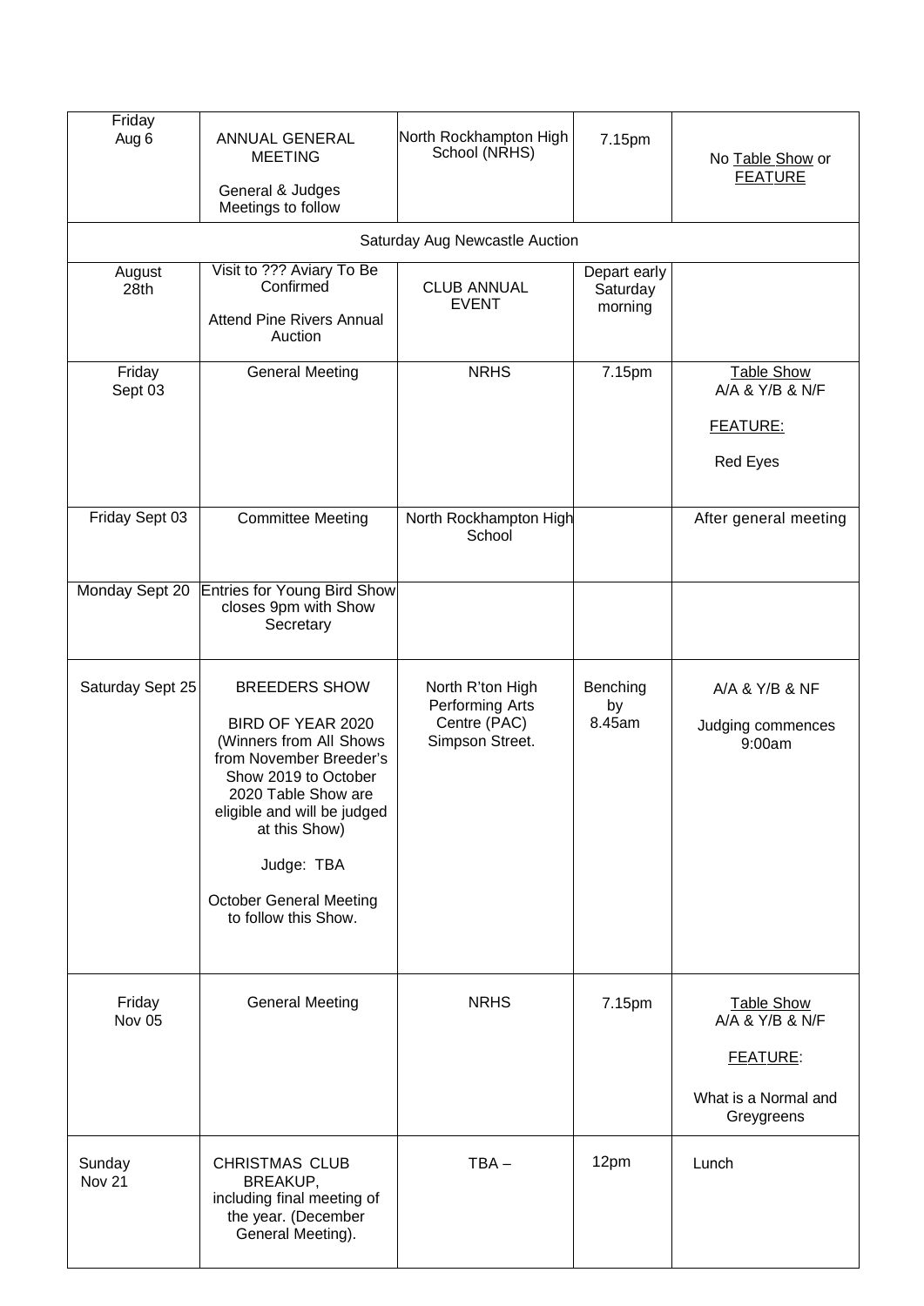| | | | | |
|---|---|---|---|---|
| Friday Aug 6 | ANNUAL GENERAL MEETING<br><br>General & Judges Meetings to follow | North Rockhampton High School (NRHS) | 7.15pm | No Table Show or FEATURE |
| Saturday Aug Newcastle Auction | | | | |
| August 28th | Visit to ??? Aviary To Be Confirmed<br><br>Attend Pine Rivers Annual Auction | CLUB ANNUAL EVENT | Depart early Saturday morning | |
| Friday Sept 03 | General Meeting | NRHS | 7.15pm | Table Show A/A & Y/B & N/F<br><br>FEATURE:<br><br>Red Eyes |
| Friday Sept 03 | Committee Meeting | North Rockhampton High School | | After general meeting |
| Monday Sept 20 | Entries for Young Bird Show closes 9pm with Show Secretary | | | |
| Saturday Sept 25 | BREEDERS SHOW<br><br>BIRD OF YEAR 2020 (Winners from All Shows from November Breeder's Show 2019 to October 2020 Table Show are eligible and will be judged at this Show)<br><br>Judge: TBA<br><br>October General Meeting to follow this Show. | North R'ton High Performing Arts Centre (PAC) Simpson Street. | Benching by 8.45am | A/A & Y/B & NF<br><br>Judging commences 9:00am |
| Friday Nov 05 | General Meeting | NRHS | 7.15pm | Table Show A/A & Y/B & N/F<br><br>FEATURE:<br><br>What is a Normal and Greygreens |
| Sunday Nov 21 | CHRISTMAS CLUB BREAKUP, including final meeting of the year. (December General Meeting). | TBA – | 12pm | Lunch |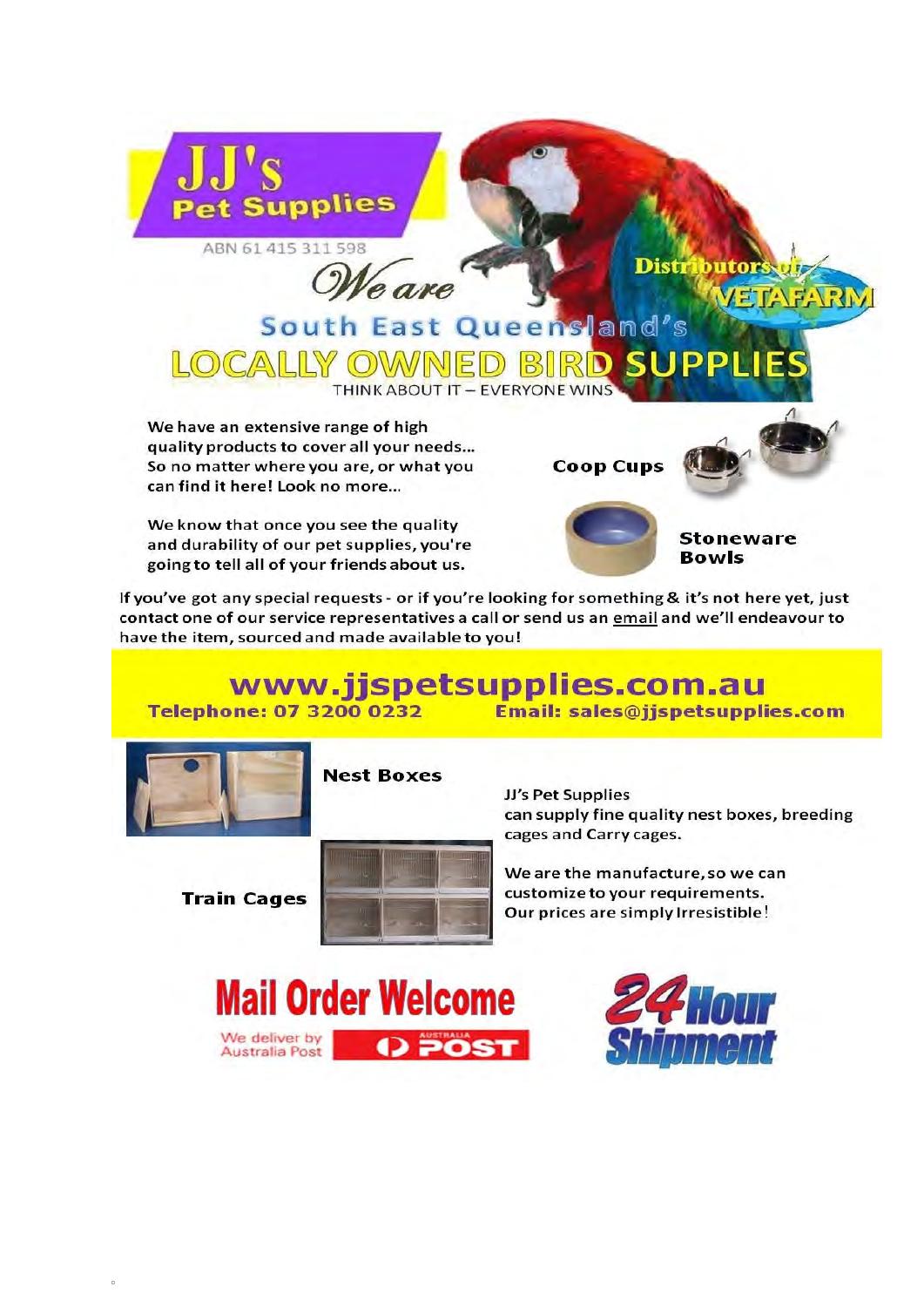# JJ's Pet Supplies

ABN 61 415 311 598

*We are*

Distributors of VETAFARM

## South East Queensland's

## LOCALLY OWNED BIRD SUPPLIES

THINK ABOUT IT – EVERYONE WINS

We have an extensive range of high quality products to cover all your needs... So no matter where you are, or what you can find it here! Look no more...

We know that once you see the quality and durability of our pet supplies, you're going to tell all of your friends about us.

**Coop Cups**

**Stoneware Bowls**

If you've got any special requests - or if you're looking for something & it's not here yet, just contact one of our service representatives a call or send us an email and we'll endeavour to have the item, sourced and made available to you!

## www.jjspetsupplies.com.au

**Telephone: 07 3200 0232** **Email: sales@jjspetsupplies.com**

**Nest Boxes**

**Train Cages**

JJ's Pet Supplies can supply fine quality nest boxes, breeding cages and Carry cages.

We are the manufacture, so we can customize to your requirements. Our prices are simply Irresistible!

**Mail Order Welcome**

We deliver by Australia Post

AUSTRALIA POST

**24 Hour Shipment**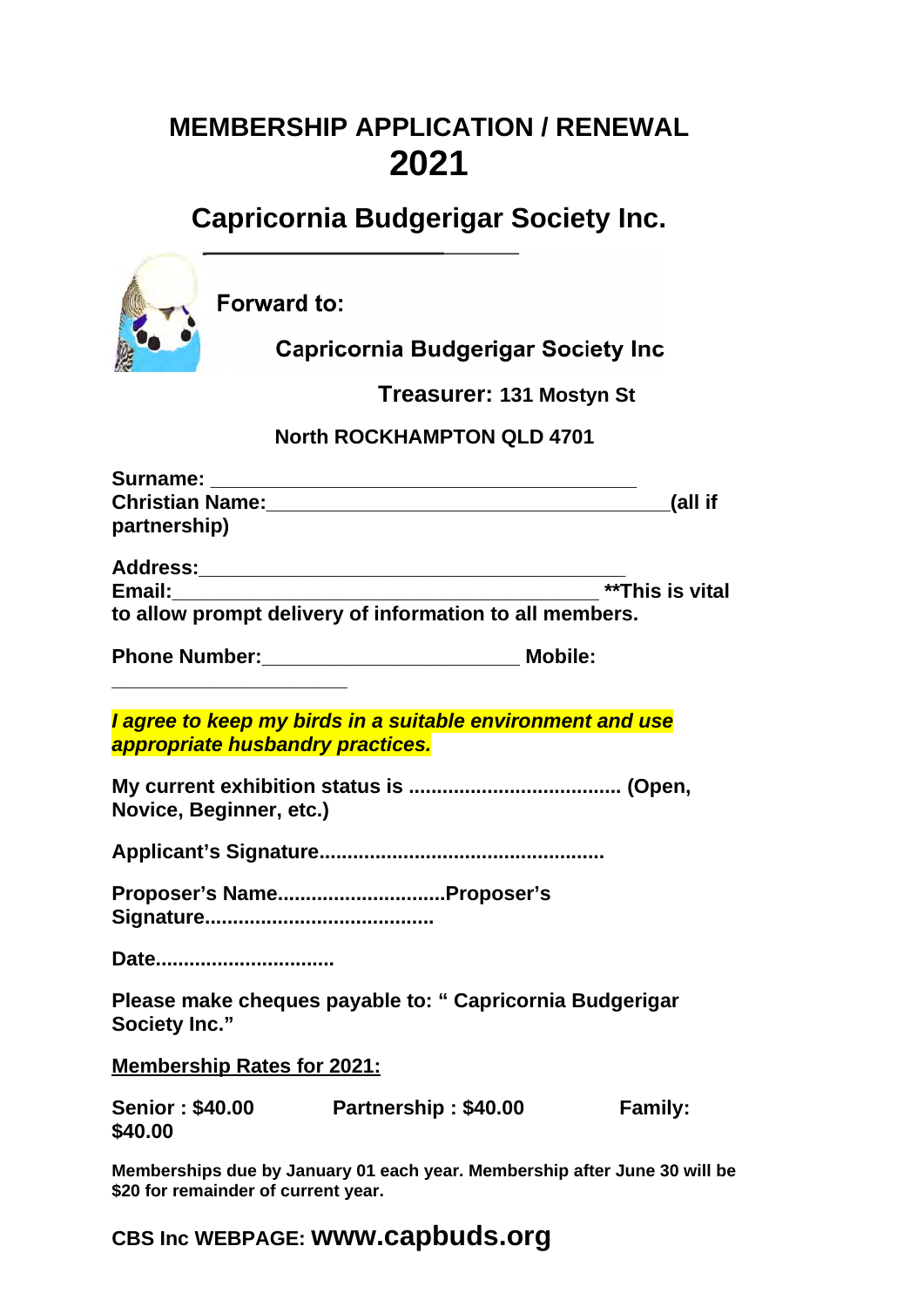# MEMBERSHIP APPLICATION / RENEWAL
# 2021

## Capricornia Budgerigar Society Inc.

**Forward to:**

**Capricornia Budgerigar Society Inc**

**Treasurer: 131 Mostyn St**

**North ROCKHAMPTON QLD 4701**

**Surname: ________________________________________**
**Christian Name:______________________________________(all if partnership)**

**Address:________________________________________**
**Email:________________________________________ \*\*This is vital to allow prompt delivery of information to all members.**

**Phone Number:________________________ Mobile: ______________________**

***I agree to keep my birds in a suitable environment and use appropriate husbandry practices.***

**My current exhibition status is ..................................... (Open, Novice, Beginner, etc.)**

**Applicant's Signature.................................................**

**Proposer's Name.............................Proposer's Signature.......................................**

**Date...............................**

**Please make cheques payable to: " Capricornia Budgerigar Society Inc."**

**<u>Membership Rates for 2021:</u>**

**Senior : $40.00 Partnership : $40.00 Family: $40.00**

**Memberships due by January 01 each year. Membership after June 30 will be $20 for remainder of current year.**

**CBS Inc WEBPAGE: www.capbuds.org**